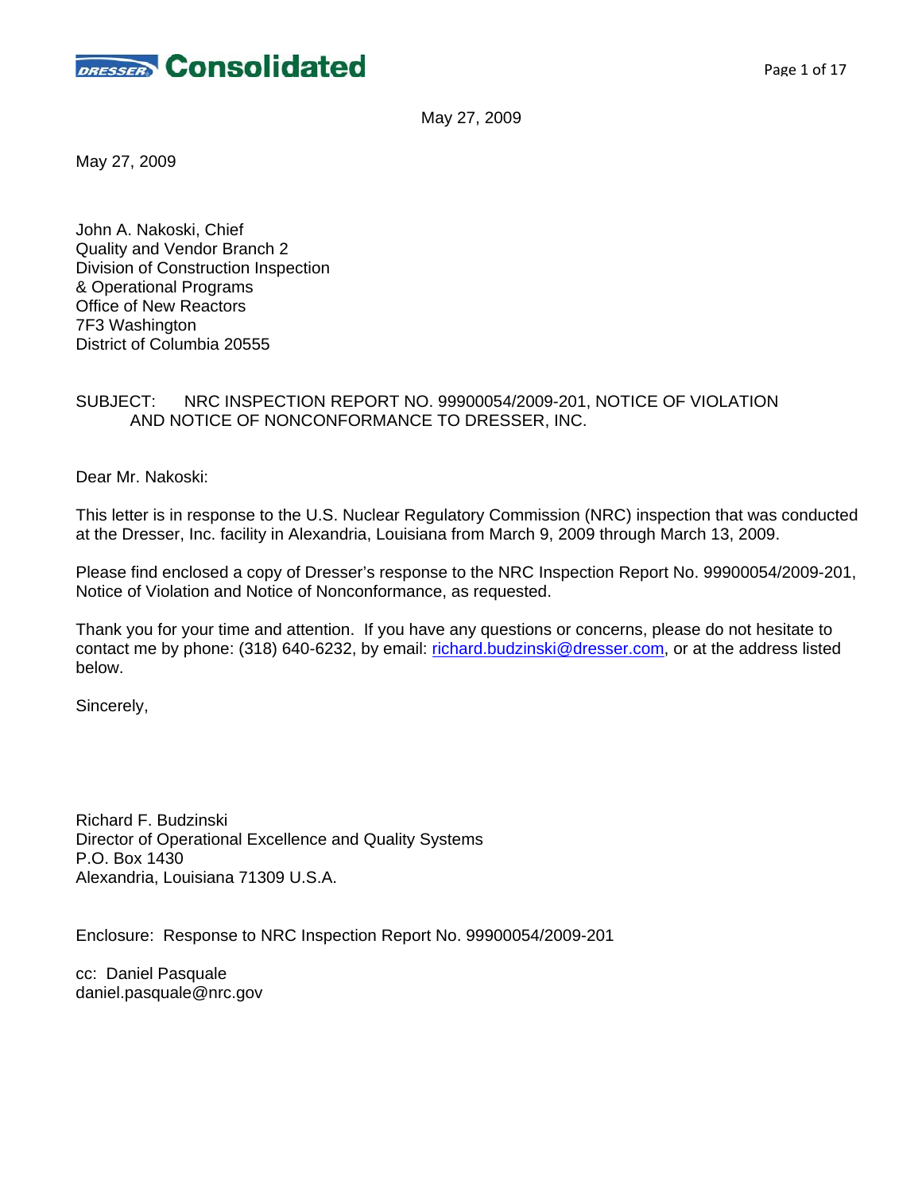Consolidated

May 27, 2009

May 27, 2009

John A. Nakoski, Chief
Quality and Vendor Branch 2
Division of Construction Inspection
& Operational Programs
Office of New Reactors
7F3 Washington
District of Columbia 20555

SUBJECT: NRC INSPECTION REPORT NO. 99900054/2009-201, NOTICE OF VIOLATION AND NOTICE OF NONCONFORMANCE TO DRESSER, INC.

Dear Mr. Nakoski:

This letter is in response to the U.S. Nuclear Regulatory Commission (NRC) inspection that was conducted at the Dresser, Inc. facility in Alexandria, Louisiana from March 9, 2009 through March 13, 2009.

Please find enclosed a copy of Dresser's response to the NRC Inspection Report No. 99900054/2009-201, Notice of Violation and Notice of Nonconformance, as requested.

Thank you for your time and attention. If you have any questions or concerns, please do not hesitate to contact me by phone: (318) 640-6232, by email: richard.budzinski@dresser.com, or at the address listed below.

Sincerely,

Richard F. Budzinski
Director of Operational Excellence and Quality Systems
P.O. Box 1430
Alexandria, Louisiana 71309 U.S.A.

Enclosure: Response to NRC Inspection Report No. 99900054/2009-201

cc: Daniel Pasquale
daniel.pasquale@nrc.gov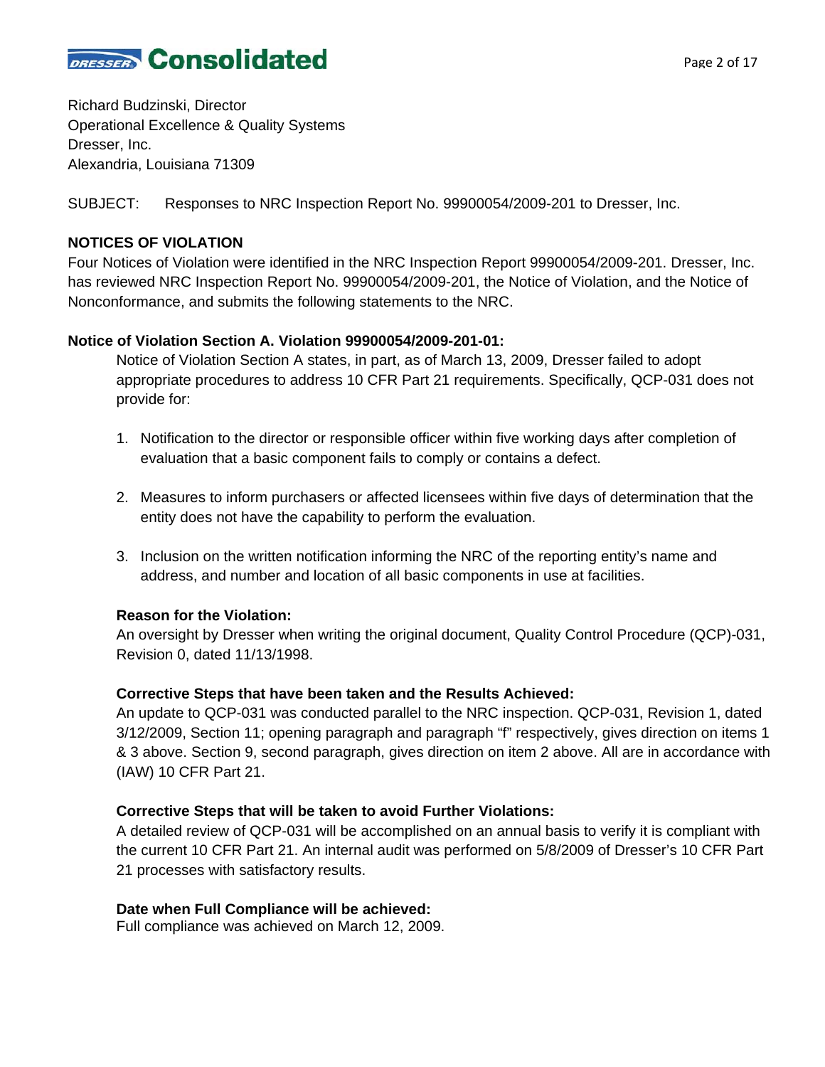Richard Budzinski, Director
Operational Excellence & Quality Systems
Dresser, Inc.
Alexandria, Louisiana 71309

SUBJECT: Responses to NRC Inspection Report No. 99900054/2009-201 to Dresser, Inc.

## NOTICES OF VIOLATION

Four Notices of Violation were identified in the NRC Inspection Report 99900054/2009-201. Dresser, Inc. has reviewed NRC Inspection Report No. 99900054/2009-201, the Notice of Violation, and the Notice of Nonconformance, and submits the following statements to the NRC.

### Notice of Violation Section A. Violation 99900054/2009-201-01:

Notice of Violation Section A states, in part, as of March 13, 2009, Dresser failed to adopt appropriate procedures to address 10 CFR Part 21 requirements. Specifically, QCP-031 does not provide for:

1. Notification to the director or responsible officer within five working days after completion of evaluation that a basic component fails to comply or contains a defect.
2. Measures to inform purchasers or affected licensees within five days of determination that the entity does not have the capability to perform the evaluation.
3. Inclusion on the written notification informing the NRC of the reporting entity's name and address, and number and location of all basic components in use at facilities.

**Reason for the Violation:**
An oversight by Dresser when writing the original document, Quality Control Procedure (QCP)-031, Revision 0, dated 11/13/1998.

**Corrective Steps that have been taken and the Results Achieved:**
An update to QCP-031 was conducted parallel to the NRC inspection. QCP-031, Revision 1, dated 3/12/2009, Section 11; opening paragraph and paragraph "f" respectively, gives direction on items 1 & 3 above. Section 9, second paragraph, gives direction on item 2 above. All are in accordance with (IAW) 10 CFR Part 21.

**Corrective Steps that will be taken to avoid Further Violations:**
A detailed review of QCP-031 will be accomplished on an annual basis to verify it is compliant with the current 10 CFR Part 21. An internal audit was performed on 5/8/2009 of Dresser's 10 CFR Part 21 processes with satisfactory results.

**Date when Full Compliance will be achieved:**
Full compliance was achieved on March 12, 2009.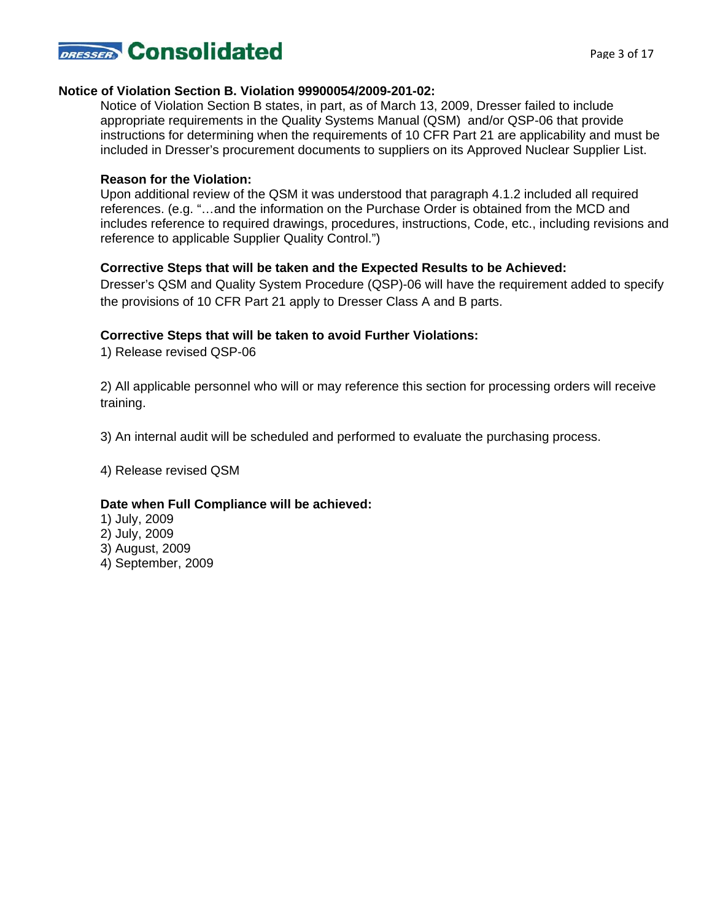**Notice of Violation Section B. Violation 99900054/2009-201-02:**

Notice of Violation Section B states, in part, as of March 13, 2009, Dresser failed to include appropriate requirements in the Quality Systems Manual (QSM) and/or QSP-06 that provide instructions for determining when the requirements of 10 CFR Part 21 are applicability and must be included in Dresser's procurement documents to suppliers on its Approved Nuclear Supplier List.

**Reason for the Violation:**

Upon additional review of the QSM it was understood that paragraph 4.1.2 included all required references. (e.g. "…and the information on the Purchase Order is obtained from the MCD and includes reference to required drawings, procedures, instructions, Code, etc., including revisions and reference to applicable Supplier Quality Control.")

**Corrective Steps that will be taken and the Expected Results to be Achieved:**

Dresser's QSM and Quality System Procedure (QSP)-06 will have the requirement added to specify the provisions of 10 CFR Part 21 apply to Dresser Class A and B parts.

**Corrective Steps that will be taken to avoid Further Violations:**

1) Release revised QSP-06

2) All applicable personnel who will or may reference this section for processing orders will receive training.

3) An internal audit will be scheduled and performed to evaluate the purchasing process.

4) Release revised QSM

**Date when Full Compliance will be achieved:**

1) July, 2009
2) July, 2009
3) August, 2009
4) September, 2009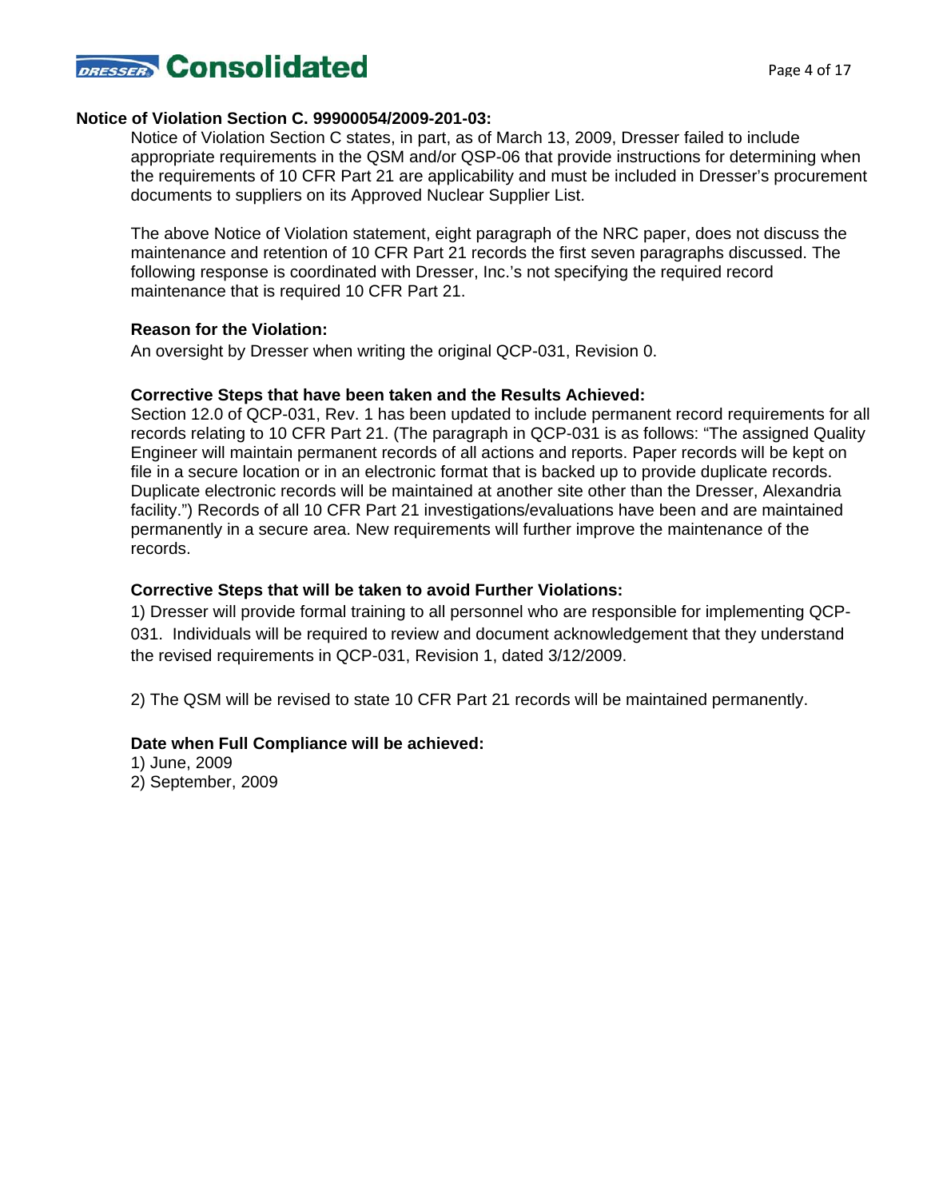**Notice of Violation Section C. 99900054/2009-201-03:**

Notice of Violation Section C states, in part, as of March 13, 2009, Dresser failed to include appropriate requirements in the QSM and/or QSP-06 that provide instructions for determining when the requirements of 10 CFR Part 21 are applicability and must be included in Dresser's procurement documents to suppliers on its Approved Nuclear Supplier List.

The above Notice of Violation statement, eight paragraph of the NRC paper, does not discuss the maintenance and retention of 10 CFR Part 21 records the first seven paragraphs discussed. The following response is coordinated with Dresser, Inc.'s not specifying the required record maintenance that is required 10 CFR Part 21.

**Reason for the Violation:**

An oversight by Dresser when writing the original QCP-031, Revision 0.

**Corrective Steps that have been taken and the Results Achieved:**

Section 12.0 of QCP-031, Rev. 1 has been updated to include permanent record requirements for all records relating to 10 CFR Part 21. (The paragraph in QCP-031 is as follows: "The assigned Quality Engineer will maintain permanent records of all actions and reports. Paper records will be kept on file in a secure location or in an electronic format that is backed up to provide duplicate records. Duplicate electronic records will be maintained at another site other than the Dresser, Alexandria facility.") Records of all 10 CFR Part 21 investigations/evaluations have been and are maintained permanently in a secure area. New requirements will further improve the maintenance of the records.

**Corrective Steps that will be taken to avoid Further Violations:**

1) Dresser will provide formal training to all personnel who are responsible for implementing QCP-031. Individuals will be required to review and document acknowledgement that they understand the revised requirements in QCP-031, Revision 1, dated 3/12/2009.

2) The QSM will be revised to state 10 CFR Part 21 records will be maintained permanently.

**Date when Full Compliance will be achieved:**

1) June, 2009
2) September, 2009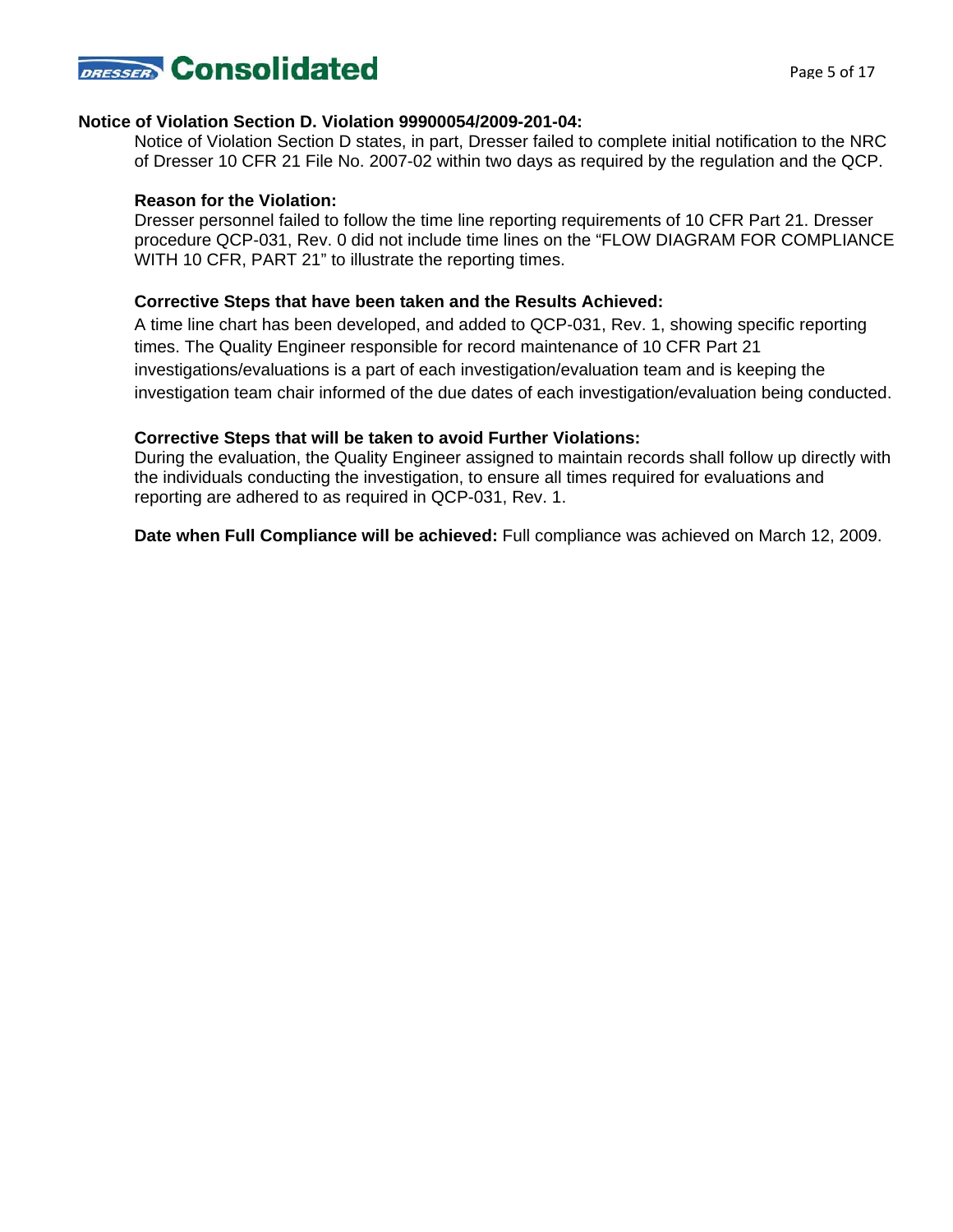**Notice of Violation Section D. Violation 99900054/2009-201-04:**

Notice of Violation Section D states, in part, Dresser failed to complete initial notification to the NRC of Dresser 10 CFR 21 File No. 2007-02 within two days as required by the regulation and the QCP.

**Reason for the Violation:**

Dresser personnel failed to follow the time line reporting requirements of 10 CFR Part 21. Dresser procedure QCP-031, Rev. 0 did not include time lines on the "FLOW DIAGRAM FOR COMPLIANCE WITH 10 CFR, PART 21" to illustrate the reporting times.

**Corrective Steps that have been taken and the Results Achieved:**

A time line chart has been developed, and added to QCP-031, Rev. 1, showing specific reporting times. The Quality Engineer responsible for record maintenance of 10 CFR Part 21 investigations/evaluations is a part of each investigation/evaluation team and is keeping the investigation team chair informed of the due dates of each investigation/evaluation being conducted.

**Corrective Steps that will be taken to avoid Further Violations:**

During the evaluation, the Quality Engineer assigned to maintain records shall follow up directly with the individuals conducting the investigation, to ensure all times required for evaluations and reporting are adhered to as required in QCP-031, Rev. 1.

**Date when Full Compliance will be achieved:** Full compliance was achieved on March 12, 2009.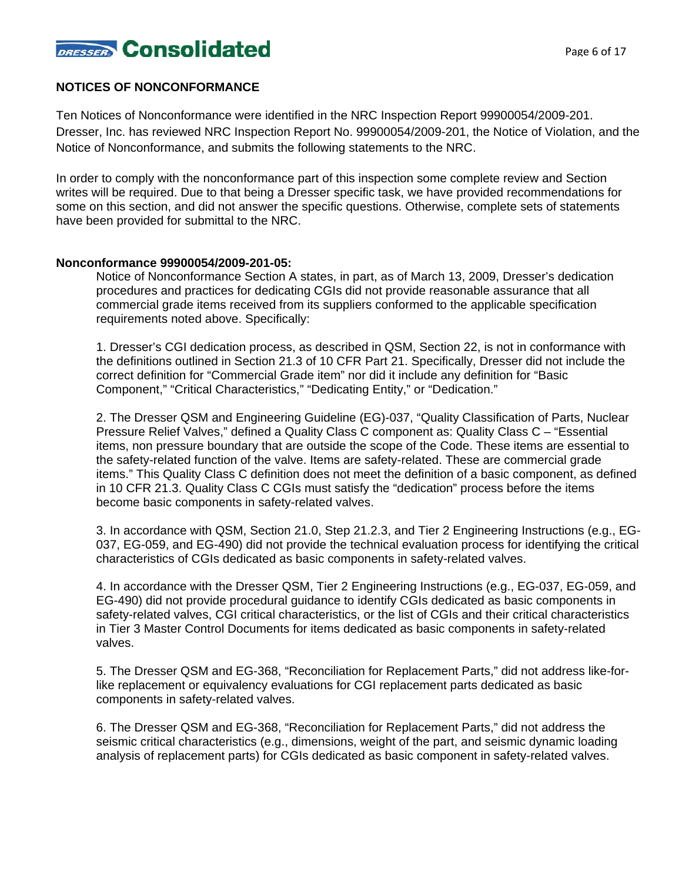## NOTICES OF NONCONFORMANCE

Ten Notices of Nonconformance were identified in the NRC Inspection Report 99900054/2009-201. Dresser, Inc. has reviewed NRC Inspection Report No. 99900054/2009-201, the Notice of Violation, and the Notice of Nonconformance, and submits the following statements to the NRC.

In order to comply with the nonconformance part of this inspection some complete review and Section writes will be required. Due to that being a Dresser specific task, we have provided recommendations for some on this section, and did not answer the specific questions. Otherwise, complete sets of statements have been provided for submittal to the NRC.

**Nonconformance 99900054/2009-201-05:**

Notice of Nonconformance Section A states, in part, as of March 13, 2009, Dresser's dedication procedures and practices for dedicating CGIs did not provide reasonable assurance that all commercial grade items received from its suppliers conformed to the applicable specification requirements noted above. Specifically:

1. Dresser's CGI dedication process, as described in QSM, Section 22, is not in conformance with the definitions outlined in Section 21.3 of 10 CFR Part 21. Specifically, Dresser did not include the correct definition for "Commercial Grade item" nor did it include any definition for "Basic Component," "Critical Characteristics," "Dedicating Entity," or "Dedication."

2. The Dresser QSM and Engineering Guideline (EG)-037, "Quality Classification of Parts, Nuclear Pressure Relief Valves," defined a Quality Class C component as: Quality Class C – "Essential items, non pressure boundary that are outside the scope of the Code. These items are essential to the safety-related function of the valve. Items are safety-related. These are commercial grade items." This Quality Class C definition does not meet the definition of a basic component, as defined in 10 CFR 21.3. Quality Class C CGIs must satisfy the "dedication" process before the items become basic components in safety-related valves.

3. In accordance with QSM, Section 21.0, Step 21.2.3, and Tier 2 Engineering Instructions (e.g., EG-037, EG-059, and EG-490) did not provide the technical evaluation process for identifying the critical characteristics of CGIs dedicated as basic components in safety-related valves.

4. In accordance with the Dresser QSM, Tier 2 Engineering Instructions (e.g., EG-037, EG-059, and EG-490) did not provide procedural guidance to identify CGIs dedicated as basic components in safety-related valves, CGI critical characteristics, or the list of CGIs and their critical characteristics in Tier 3 Master Control Documents for items dedicated as basic components in safety-related valves.

5. The Dresser QSM and EG-368, "Reconciliation for Replacement Parts," did not address like-for-like replacement or equivalency evaluations for CGI replacement parts dedicated as basic components in safety-related valves.

6. The Dresser QSM and EG-368, "Reconciliation for Replacement Parts," did not address the seismic critical characteristics (e.g., dimensions, weight of the part, and seismic dynamic loading analysis of replacement parts) for CGIs dedicated as basic component in safety-related valves.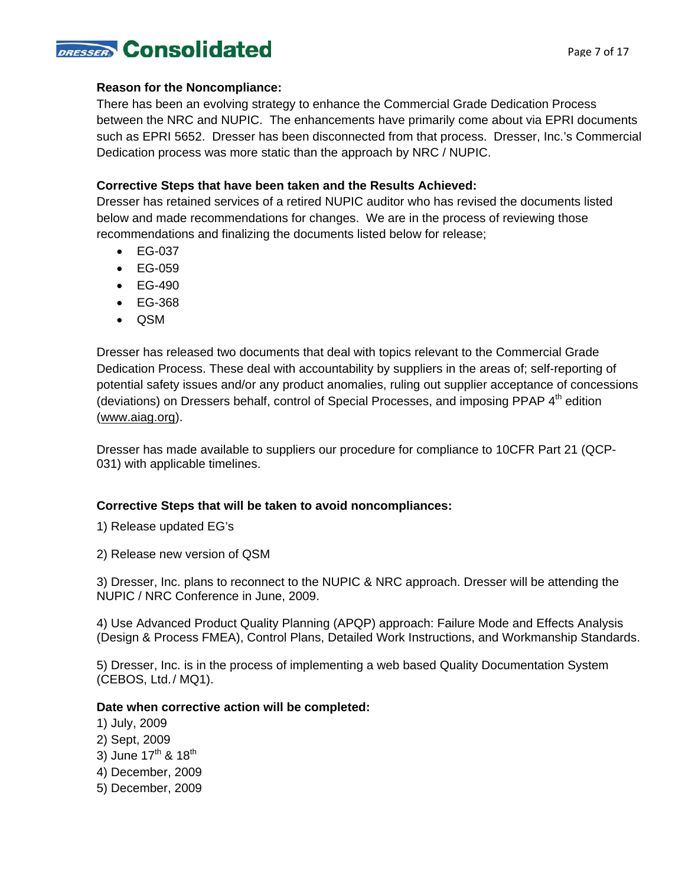**Reason for the Noncompliance:**

There has been an evolving strategy to enhance the Commercial Grade Dedication Process between the NRC and NUPIC. The enhancements have primarily come about via EPRI documents such as EPRI 5652. Dresser has been disconnected from that process. Dresser, Inc.'s Commercial Dedication process was more static than the approach by NRC / NUPIC.

**Corrective Steps that have been taken and the Results Achieved:**

Dresser has retained services of a retired NUPIC auditor who has revised the documents listed below and made recommendations for changes. We are in the process of reviewing those recommendations and finalizing the documents listed below for release;

- EG-037
- EG-059
- EG-490
- EG-368
- QSM

Dresser has released two documents that deal with topics relevant to the Commercial Grade Dedication Process. These deal with accountability by suppliers in the areas of; self-reporting of potential safety issues and/or any product anomalies, ruling out supplier acceptance of concessions (deviations) on Dressers behalf, control of Special Processes, and imposing PPAP 4th edition (www.aiag.org).

Dresser has made available to suppliers our procedure for compliance to 10CFR Part 21 (QCP-031) with applicable timelines.

**Corrective Steps that will be taken to avoid noncompliances:**

1) Release updated EG's

2) Release new version of QSM

3) Dresser, Inc. plans to reconnect to the NUPIC & NRC approach. Dresser will be attending the NUPIC / NRC Conference in June, 2009.

4) Use Advanced Product Quality Planning (APQP) approach: Failure Mode and Effects Analysis (Design & Process FMEA), Control Plans, Detailed Work Instructions, and Workmanship Standards.

5) Dresser, Inc. is in the process of implementing a web based Quality Documentation System (CEBOS, Ltd./ MQ1).

**Date when corrective action will be completed:**

1) July, 2009
2) Sept, 2009
3) June 17th & 18th
4) December, 2009
5) December, 2009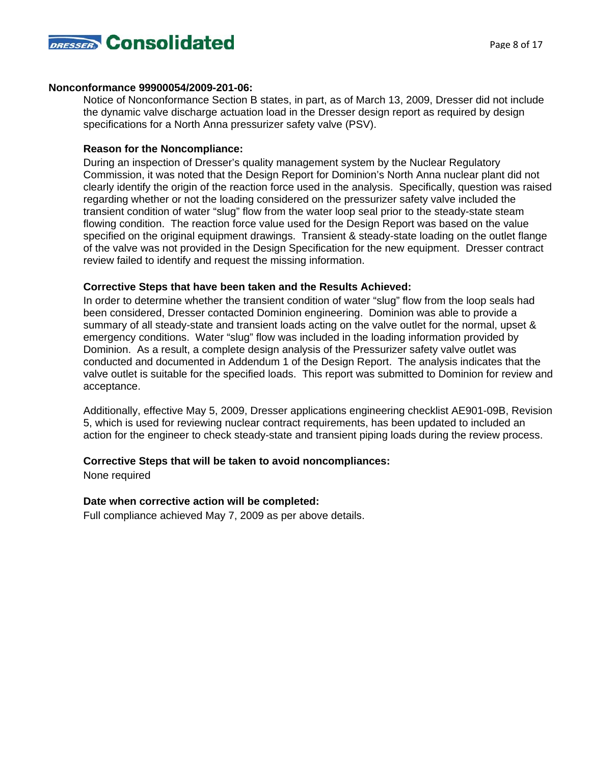**Nonconformance 99900054/2009-201-06:**

Notice of Nonconformance Section B states, in part, as of March 13, 2009, Dresser did not include the dynamic valve discharge actuation load in the Dresser design report as required by design specifications for a North Anna pressurizer safety valve (PSV).

**Reason for the Noncompliance:**

During an inspection of Dresser's quality management system by the Nuclear Regulatory Commission, it was noted that the Design Report for Dominion's North Anna nuclear plant did not clearly identify the origin of the reaction force used in the analysis. Specifically, question was raised regarding whether or not the loading considered on the pressurizer safety valve included the transient condition of water "slug" flow from the water loop seal prior to the steady-state steam flowing condition. The reaction force value used for the Design Report was based on the value specified on the original equipment drawings. Transient & steady-state loading on the outlet flange of the valve was not provided in the Design Specification for the new equipment. Dresser contract review failed to identify and request the missing information.

**Corrective Steps that have been taken and the Results Achieved:**

In order to determine whether the transient condition of water "slug" flow from the loop seals had been considered, Dresser contacted Dominion engineering. Dominion was able to provide a summary of all steady-state and transient loads acting on the valve outlet for the normal, upset & emergency conditions. Water "slug" flow was included in the loading information provided by Dominion. As a result, a complete design analysis of the Pressurizer safety valve outlet was conducted and documented in Addendum 1 of the Design Report. The analysis indicates that the valve outlet is suitable for the specified loads. This report was submitted to Dominion for review and acceptance.

Additionally, effective May 5, 2009, Dresser applications engineering checklist AE901-09B, Revision 5, which is used for reviewing nuclear contract requirements, has been updated to included an action for the engineer to check steady-state and transient piping loads during the review process.

**Corrective Steps that will be taken to avoid noncompliances:**

None required

**Date when corrective action will be completed:**

Full compliance achieved May 7, 2009 as per above details.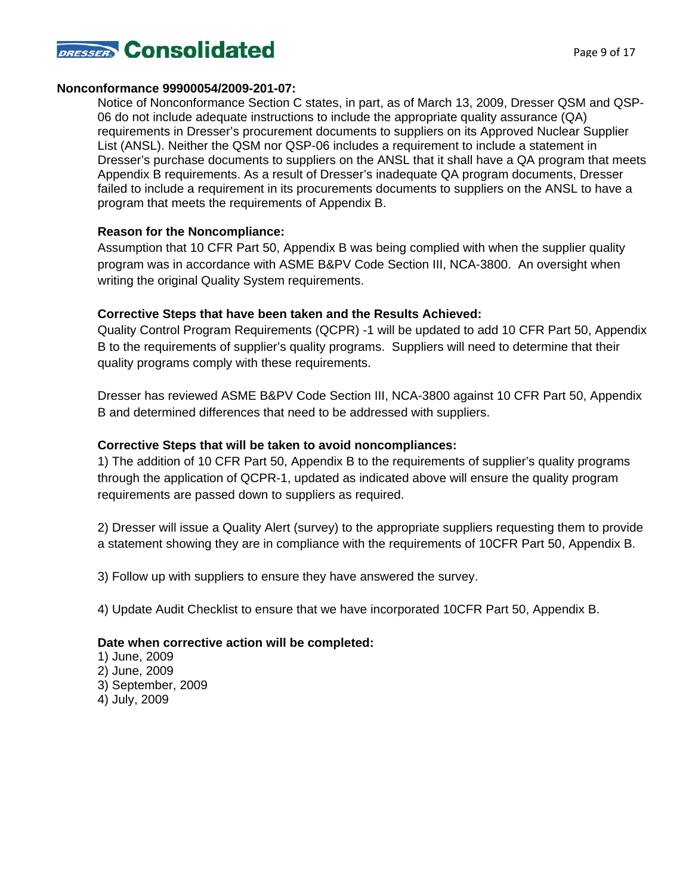**Nonconformance 99900054/2009-201-07:**

Notice of Nonconformance Section C states, in part, as of March 13, 2009, Dresser QSM and QSP-06 do not include adequate instructions to include the appropriate quality assurance (QA) requirements in Dresser's procurement documents to suppliers on its Approved Nuclear Supplier List (ANSL). Neither the QSM nor QSP-06 includes a requirement to include a statement in Dresser's purchase documents to suppliers on the ANSL that it shall have a QA program that meets Appendix B requirements. As a result of Dresser's inadequate QA program documents, Dresser failed to include a requirement in its procurements documents to suppliers on the ANSL to have a program that meets the requirements of Appendix B.

**Reason for the Noncompliance:**

Assumption that 10 CFR Part 50, Appendix B was being complied with when the supplier quality program was in accordance with ASME B&PV Code Section III, NCA-3800. An oversight when writing the original Quality System requirements.

**Corrective Steps that have been taken and the Results Achieved:**

Quality Control Program Requirements (QCPR) -1 will be updated to add 10 CFR Part 50, Appendix B to the requirements of supplier's quality programs. Suppliers will need to determine that their quality programs comply with these requirements.

Dresser has reviewed ASME B&PV Code Section III, NCA-3800 against 10 CFR Part 50, Appendix B and determined differences that need to be addressed with suppliers.

**Corrective Steps that will be taken to avoid noncompliances:**

1) The addition of 10 CFR Part 50, Appendix B to the requirements of supplier's quality programs through the application of QCPR-1, updated as indicated above will ensure the quality program requirements are passed down to suppliers as required.

2) Dresser will issue a Quality Alert (survey) to the appropriate suppliers requesting them to provide a statement showing they are in compliance with the requirements of 10CFR Part 50, Appendix B.

3) Follow up with suppliers to ensure they have answered the survey.

4) Update Audit Checklist to ensure that we have incorporated 10CFR Part 50, Appendix B.

**Date when corrective action will be completed:**

1) June, 2009
2) June, 2009
3) September, 2009
4) July, 2009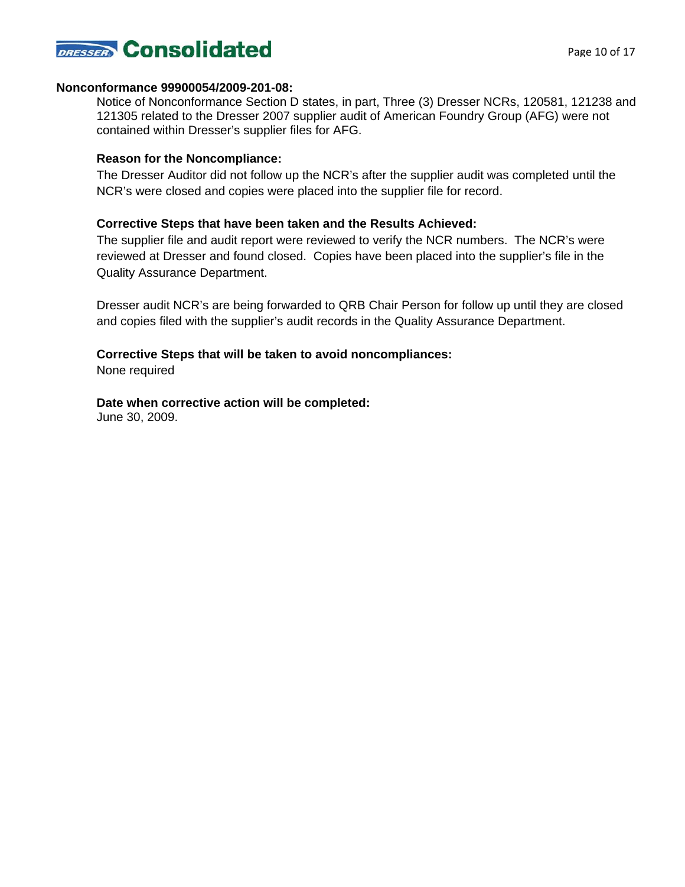**Nonconformance 99900054/2009-201-08:**

Notice of Nonconformance Section D states, in part, Three (3) Dresser NCRs, 120581, 121238 and 121305 related to the Dresser 2007 supplier audit of American Foundry Group (AFG) were not contained within Dresser's supplier files for AFG.

**Reason for the Noncompliance:**

The Dresser Auditor did not follow up the NCR's after the supplier audit was completed until the NCR's were closed and copies were placed into the supplier file for record.

**Corrective Steps that have been taken and the Results Achieved:**

The supplier file and audit report were reviewed to verify the NCR numbers. The NCR's were reviewed at Dresser and found closed. Copies have been placed into the supplier's file in the Quality Assurance Department.

Dresser audit NCR's are being forwarded to QRB Chair Person for follow up until they are closed and copies filed with the supplier's audit records in the Quality Assurance Department.

**Corrective Steps that will be taken to avoid noncompliances:**

None required

**Date when corrective action will be completed:**

June 30, 2009.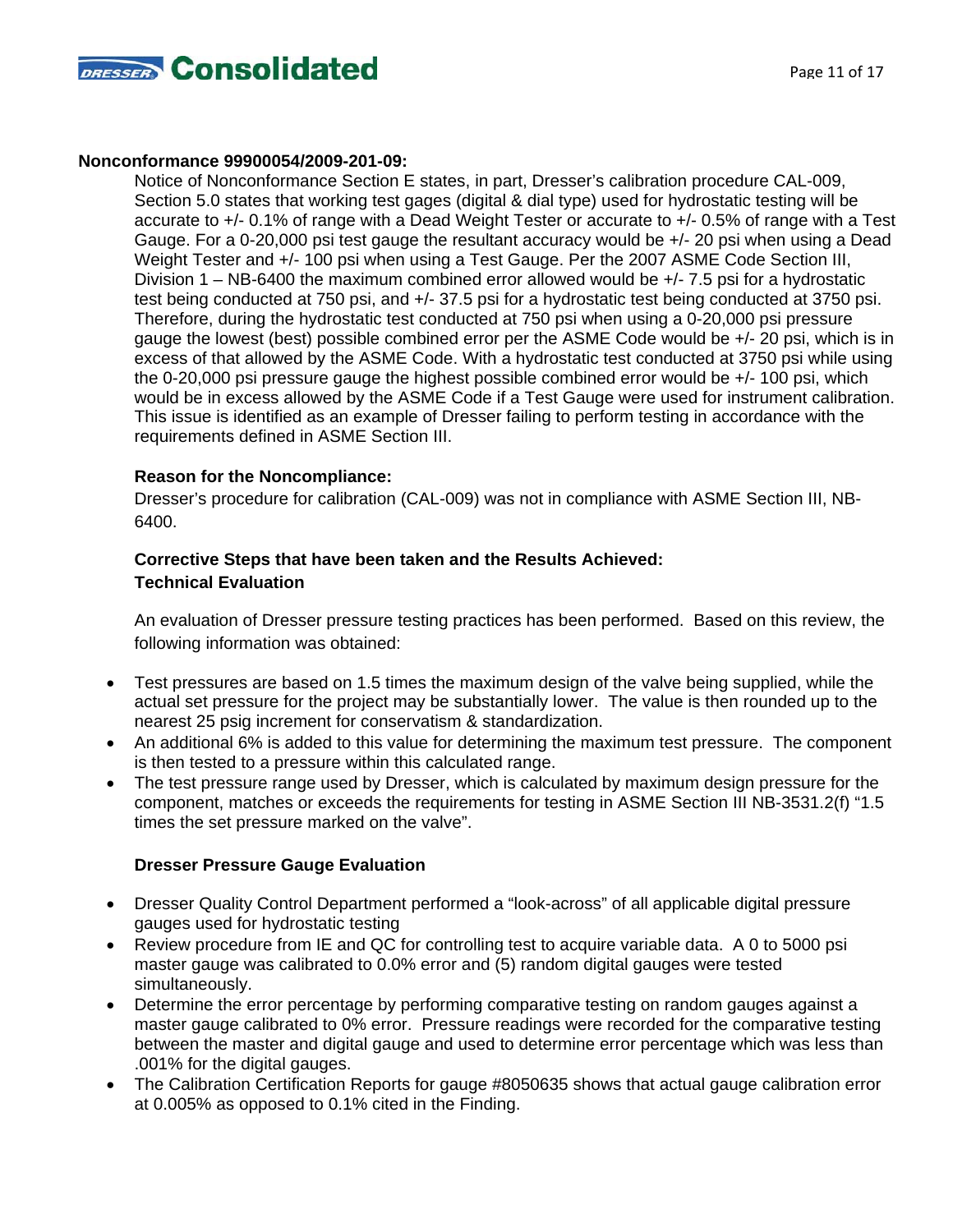**Nonconformance 99900054/2009-201-09:**

Notice of Nonconformance Section E states, in part, Dresser's calibration procedure CAL-009, Section 5.0 states that working test gages (digital & dial type) used for hydrostatic testing will be accurate to +/- 0.1% of range with a Dead Weight Tester or accurate to +/- 0.5% of range with a Test Gauge. For a 0-20,000 psi test gauge the resultant accuracy would be +/- 20 psi when using a Dead Weight Tester and +/- 100 psi when using a Test Gauge. Per the 2007 ASME Code Section III, Division 1 – NB-6400 the maximum combined error allowed would be +/- 7.5 psi for a hydrostatic test being conducted at 750 psi, and +/- 37.5 psi for a hydrostatic test being conducted at 3750 psi. Therefore, during the hydrostatic test conducted at 750 psi when using a 0-20,000 psi pressure gauge the lowest (best) possible combined error per the ASME Code would be +/- 20 psi, which is in excess of that allowed by the ASME Code. With a hydrostatic test conducted at 3750 psi while using the 0-20,000 psi pressure gauge the highest possible combined error would be +/- 100 psi, which would be in excess allowed by the ASME Code if a Test Gauge were used for instrument calibration. This issue is identified as an example of Dresser failing to perform testing in accordance with the requirements defined in ASME Section III.

**Reason for the Noncompliance:**

Dresser's procedure for calibration (CAL-009) was not in compliance with ASME Section III, NB-6400.

**Corrective Steps that have been taken and the Results Achieved:**
**Technical Evaluation**

An evaluation of Dresser pressure testing practices has been performed. Based on this review, the following information was obtained:

- Test pressures are based on 1.5 times the maximum design of the valve being supplied, while the actual set pressure for the project may be substantially lower. The value is then rounded up to the nearest 25 psig increment for conservatism & standardization.
- An additional 6% is added to this value for determining the maximum test pressure. The component is then tested to a pressure within this calculated range.
- The test pressure range used by Dresser, which is calculated by maximum design pressure for the component, matches or exceeds the requirements for testing in ASME Section III NB-3531.2(f) "1.5 times the set pressure marked on the valve".

**Dresser Pressure Gauge Evaluation**

- Dresser Quality Control Department performed a "look-across" of all applicable digital pressure gauges used for hydrostatic testing
- Review procedure from IE and QC for controlling test to acquire variable data. A 0 to 5000 psi master gauge was calibrated to 0.0% error and (5) random digital gauges were tested simultaneously.
- Determine the error percentage by performing comparative testing on random gauges against a master gauge calibrated to 0% error. Pressure readings were recorded for the comparative testing between the master and digital gauge and used to determine error percentage which was less than .001% for the digital gauges.
- The Calibration Certification Reports for gauge #8050635 shows that actual gauge calibration error at 0.005% as opposed to 0.1% cited in the Finding.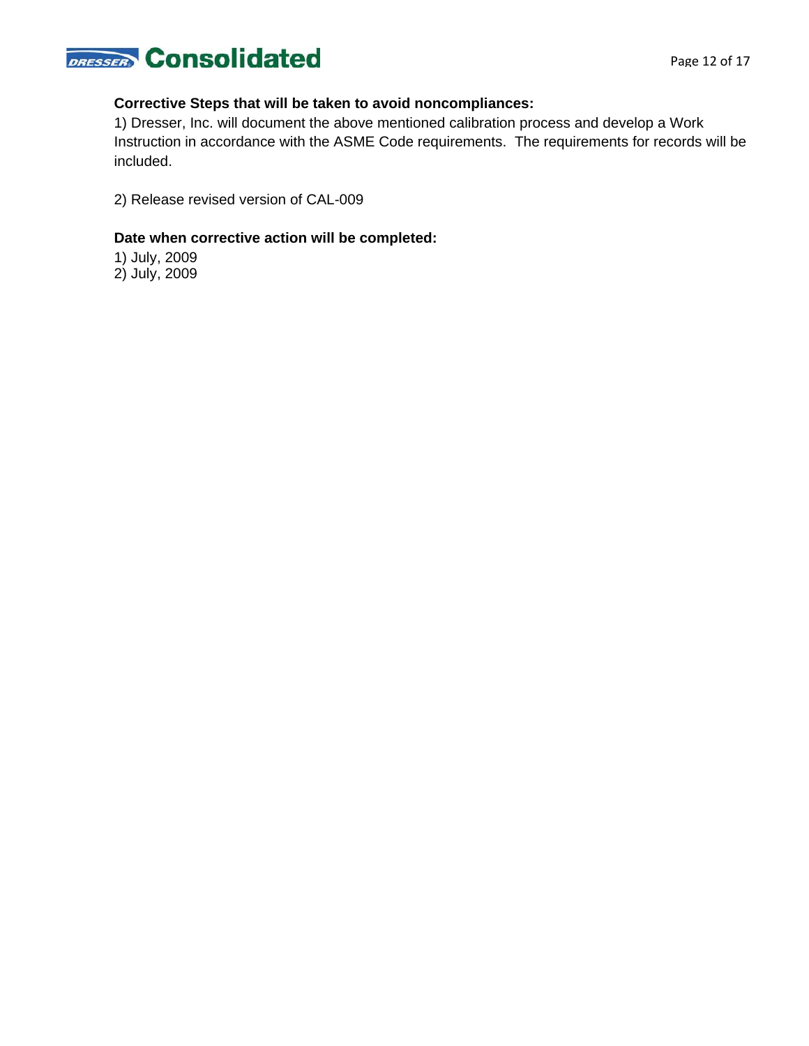**Corrective Steps that will be taken to avoid noncompliances:**

1) Dresser, Inc. will document the above mentioned calibration process and develop a Work Instruction in accordance with the ASME Code requirements. The requirements for records will be included.

2) Release revised version of CAL-009

**Date when corrective action will be completed:**

1) July, 2009
2) July, 2009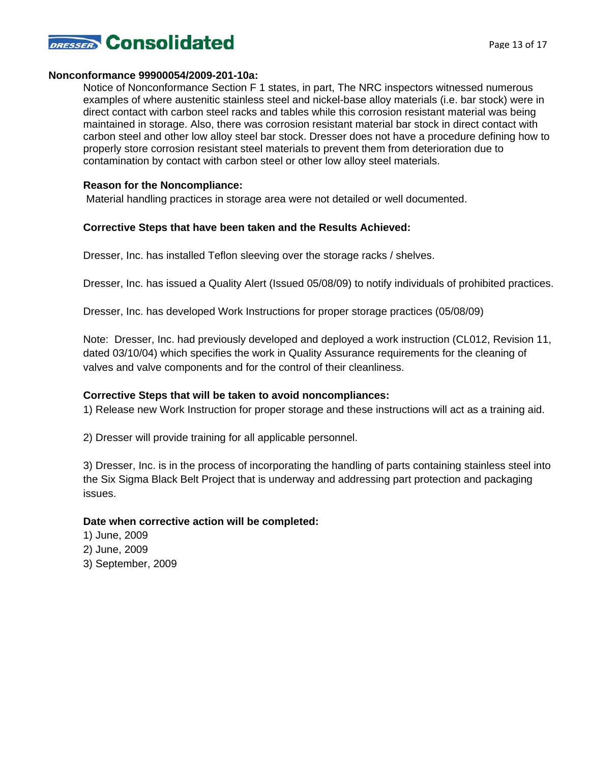**Nonconformance 99900054/2009-201-10a:**

Notice of Nonconformance Section F 1 states, in part, The NRC inspectors witnessed numerous examples of where austenitic stainless steel and nickel-base alloy materials (i.e. bar stock) were in direct contact with carbon steel racks and tables while this corrosion resistant material was being maintained in storage. Also, there was corrosion resistant material bar stock in direct contact with carbon steel and other low alloy steel bar stock. Dresser does not have a procedure defining how to properly store corrosion resistant steel materials to prevent them from deterioration due to contamination by contact with carbon steel or other low alloy steel materials.

**Reason for the Noncompliance:**

Material handling practices in storage area were not detailed or well documented.

**Corrective Steps that have been taken and the Results Achieved:**

Dresser, Inc. has installed Teflon sleeving over the storage racks / shelves.

Dresser, Inc. has issued a Quality Alert (Issued 05/08/09) to notify individuals of prohibited practices.

Dresser, Inc. has developed Work Instructions for proper storage practices (05/08/09)

Note: Dresser, Inc. had previously developed and deployed a work instruction (CL012, Revision 11, dated 03/10/04) which specifies the work in Quality Assurance requirements for the cleaning of valves and valve components and for the control of their cleanliness.

**Corrective Steps that will be taken to avoid noncompliances:**

1) Release new Work Instruction for proper storage and these instructions will act as a training aid.

2) Dresser will provide training for all applicable personnel.

3) Dresser, Inc. is in the process of incorporating the handling of parts containing stainless steel into the Six Sigma Black Belt Project that is underway and addressing part protection and packaging issues.

**Date when corrective action will be completed:**

1) June, 2009
2) June, 2009
3) September, 2009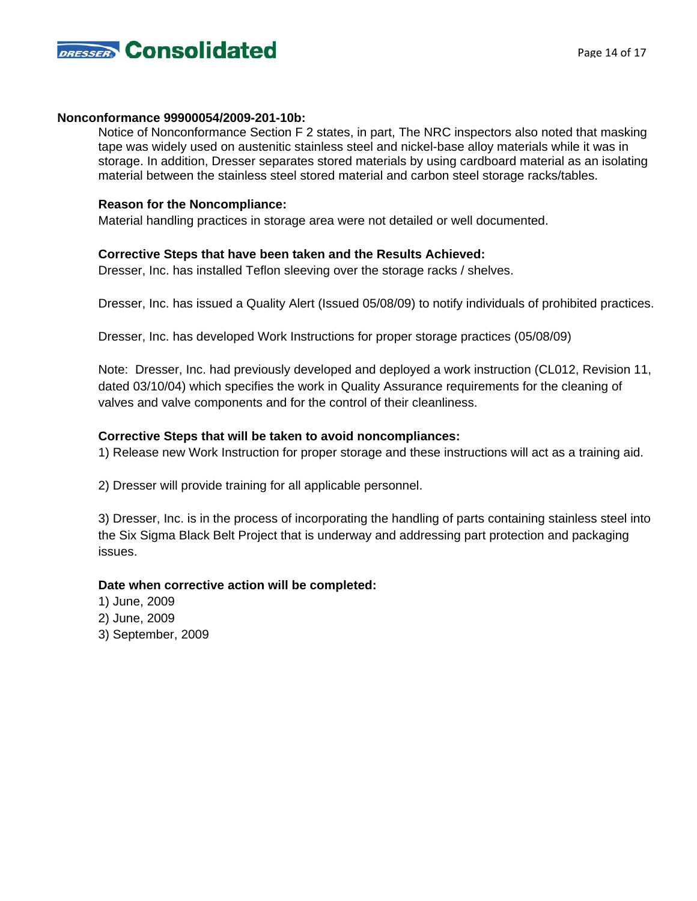**Nonconformance 99900054/2009-201-10b:**

Notice of Nonconformance Section F 2 states, in part, The NRC inspectors also noted that masking tape was widely used on austenitic stainless steel and nickel-base alloy materials while it was in storage. In addition, Dresser separates stored materials by using cardboard material as an isolating material between the stainless steel stored material and carbon steel storage racks/tables.

**Reason for the Noncompliance:**

Material handling practices in storage area were not detailed or well documented.

**Corrective Steps that have been taken and the Results Achieved:**

Dresser, Inc. has installed Teflon sleeving over the storage racks / shelves.

Dresser, Inc. has issued a Quality Alert (Issued 05/08/09) to notify individuals of prohibited practices.

Dresser, Inc. has developed Work Instructions for proper storage practices (05/08/09)

Note: Dresser, Inc. had previously developed and deployed a work instruction (CL012, Revision 11, dated 03/10/04) which specifies the work in Quality Assurance requirements for the cleaning of valves and valve components and for the control of their cleanliness.

**Corrective Steps that will be taken to avoid noncompliances:**

1) Release new Work Instruction for proper storage and these instructions will act as a training aid.

2) Dresser will provide training for all applicable personnel.

3) Dresser, Inc. is in the process of incorporating the handling of parts containing stainless steel into the Six Sigma Black Belt Project that is underway and addressing part protection and packaging issues.

**Date when corrective action will be completed:**

1) June, 2009
2) June, 2009
3) September, 2009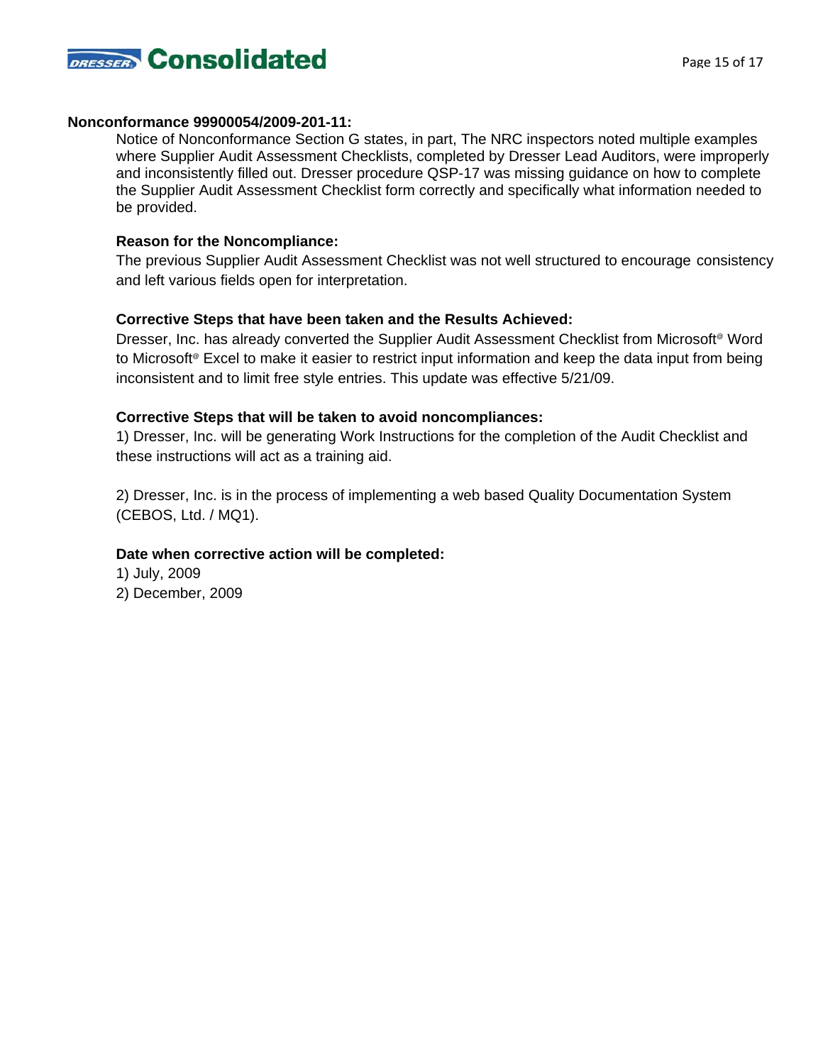**Nonconformance 99900054/2009-201-11:**

Notice of Nonconformance Section G states, in part, The NRC inspectors noted multiple examples where Supplier Audit Assessment Checklists, completed by Dresser Lead Auditors, were improperly and inconsistently filled out. Dresser procedure QSP-17 was missing guidance on how to complete the Supplier Audit Assessment Checklist form correctly and specifically what information needed to be provided.

**Reason for the Noncompliance:**

The previous Supplier Audit Assessment Checklist was not well structured to encourage consistency and left various fields open for interpretation.

**Corrective Steps that have been taken and the Results Achieved:**

Dresser, Inc. has already converted the Supplier Audit Assessment Checklist from Microsoft® Word to Microsoft® Excel to make it easier to restrict input information and keep the data input from being inconsistent and to limit free style entries. This update was effective 5/21/09.

**Corrective Steps that will be taken to avoid noncompliances:**

1) Dresser, Inc. will be generating Work Instructions for the completion of the Audit Checklist and these instructions will act as a training aid.

2) Dresser, Inc. is in the process of implementing a web based Quality Documentation System (CEBOS, Ltd. / MQ1).

**Date when corrective action will be completed:**

1) July, 2009
2) December, 2009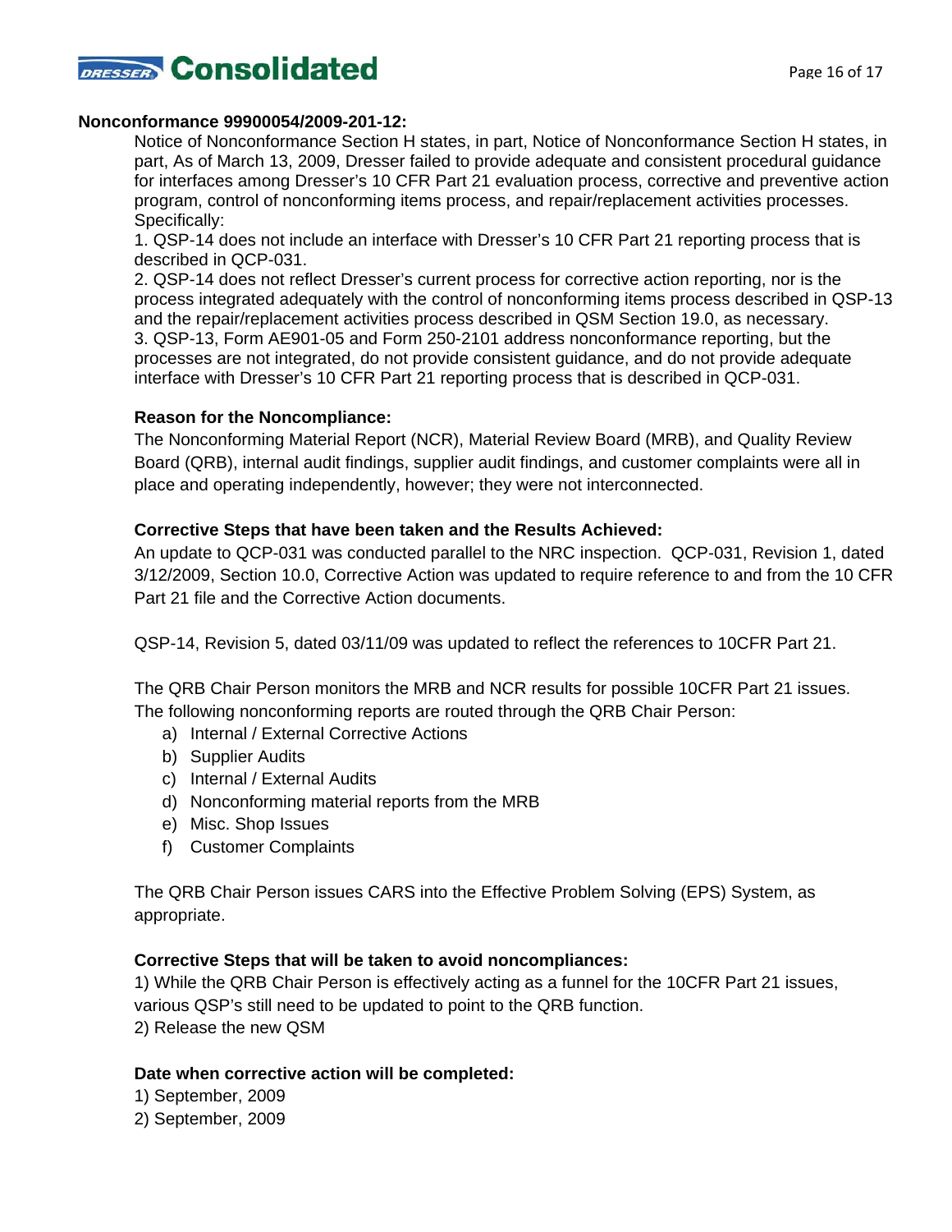**Nonconformance 99900054/2009-201-12:**

Notice of Nonconformance Section H states, in part, Notice of Nonconformance Section H states, in part, As of March 13, 2009, Dresser failed to provide adequate and consistent procedural guidance for interfaces among Dresser's 10 CFR Part 21 evaluation process, corrective and preventive action program, control of nonconforming items process, and repair/replacement activities processes. Specifically:

1. QSP-14 does not include an interface with Dresser's 10 CFR Part 21 reporting process that is described in QCP-031.
2. QSP-14 does not reflect Dresser's current process for corrective action reporting, nor is the process integrated adequately with the control of nonconforming items process described in QSP-13 and the repair/replacement activities process described in QSM Section 19.0, as necessary.
3. QSP-13, Form AE901-05 and Form 250-2101 address nonconformance reporting, but the processes are not integrated, do not provide consistent guidance, and do not provide adequate interface with Dresser's 10 CFR Part 21 reporting process that is described in QCP-031.

**Reason for the Noncompliance:**

The Nonconforming Material Report (NCR), Material Review Board (MRB), and Quality Review Board (QRB), internal audit findings, supplier audit findings, and customer complaints were all in place and operating independently, however; they were not interconnected.

**Corrective Steps that have been taken and the Results Achieved:**

An update to QCP-031 was conducted parallel to the NRC inspection. QCP-031, Revision 1, dated 3/12/2009, Section 10.0, Corrective Action was updated to require reference to and from the 10 CFR Part 21 file and the Corrective Action documents.

QSP-14, Revision 5, dated 03/11/09 was updated to reflect the references to 10CFR Part 21.

The QRB Chair Person monitors the MRB and NCR results for possible 10CFR Part 21 issues. The following nonconforming reports are routed through the QRB Chair Person:

a) Internal / External Corrective Actions
b) Supplier Audits
c) Internal / External Audits
d) Nonconforming material reports from the MRB
e) Misc. Shop Issues
f) Customer Complaints

The QRB Chair Person issues CARS into the Effective Problem Solving (EPS) System, as appropriate.

**Corrective Steps that will be taken to avoid noncompliances:**

1) While the QRB Chair Person is effectively acting as a funnel for the 10CFR Part 21 issues, various QSP's still need to be updated to point to the QRB function.
2) Release the new QSM

**Date when corrective action will be completed:**

1) September, 2009
2) September, 2009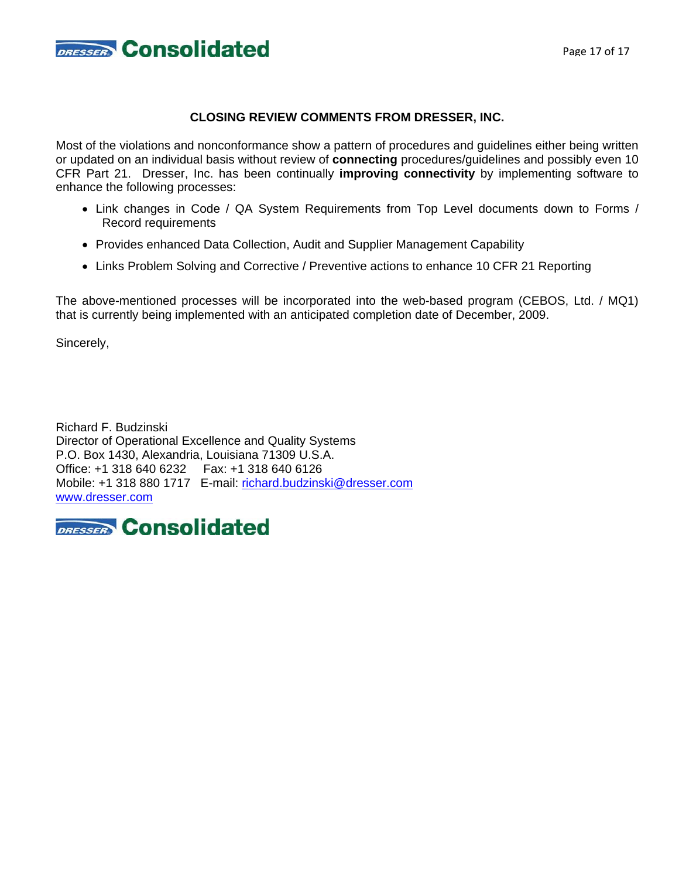## CLOSING REVIEW COMMENTS FROM DRESSER, INC.

Most of the violations and nonconformance show a pattern of procedures and guidelines either being written or updated on an individual basis without review of **connecting** procedures/guidelines and possibly even 10 CFR Part 21. Dresser, Inc. has been continually **improving connectivity** by implementing software to enhance the following processes:

- Link changes in Code / QA System Requirements from Top Level documents down to Forms / Record requirements
- Provides enhanced Data Collection, Audit and Supplier Management Capability
- Links Problem Solving and Corrective / Preventive actions to enhance 10 CFR 21 Reporting

The above-mentioned processes will be incorporated into the web-based program (CEBOS, Ltd. / MQ1) that is currently being implemented with an anticipated completion date of December, 2009.

Sincerely,

Richard F. Budzinski
Director of Operational Excellence and Quality Systems
P.O. Box 1430, Alexandria, Louisiana 71309 U.S.A.
Office: +1 318 640 6232 Fax: +1 318 640 6126
Mobile: +1 318 880 1717 E-mail: richard.budzinski@dresser.com
www.dresser.com

DRESSER Consolidated